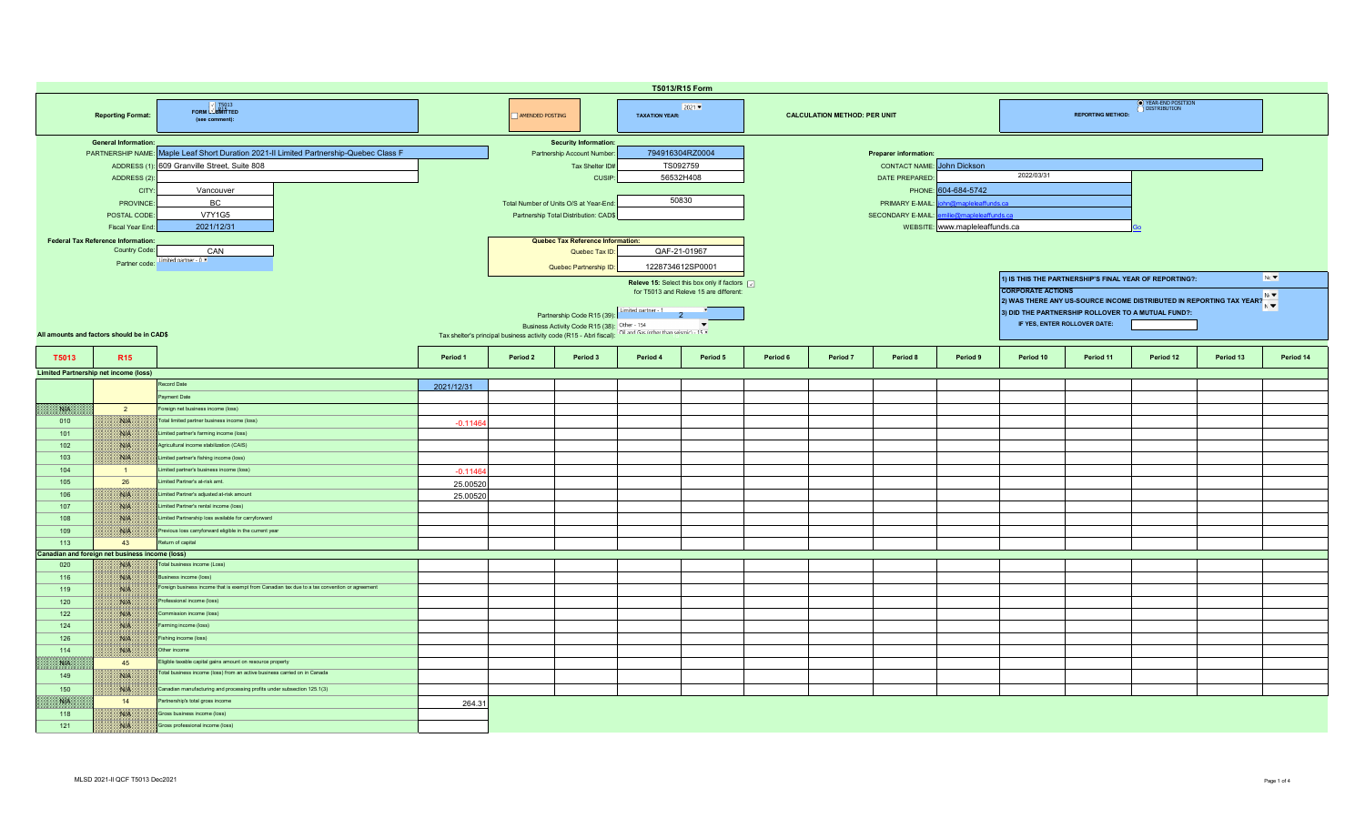# T5013/R15 Form

**Reporting Format:** FORM T5013 / R15 SUBMITTED (see comment):

AMENDED POSTING

**TAXATION YEAR:** 2021

**CALCULATION METHOD: PER UNIT**

**REPORTING METHOD:** YEAR-END POSITION / DISTRIBUTION

**General Information:**

| | |
|---|---|
| PARTNERSHIP NAME: | Maple Leaf Short Duration 2021-II Limited Partnership-Quebec Class F |
| ADDRESS (1): | 609 Granville Street, Suite 808 |
| ADDRESS (2): | |
| CITY: | Vancouver |
| PROVINCE: | BC |
| POSTAL CODE: | V7Y1G5 |
| Fiscal Year End: | 2021/12/31 |

**Federal Tax Reference Information:**

| | |
|---|---|
| Country Code: | CAN |
| Partner code: | Limited partner - 0 |

**Security Information:**

| | |
|---|---|
| Partnership Account Number: | 794916304RZ0004 |
| Tax Shelter ID#: | TS092759 |
| CUSIP: | 56532H408 |
| Total Number of Units O/S at Year-End: | 50830 |
| Partnership Total Distribution: CAD$ | |

**Quebec Tax Reference Information:**

| | |
|---|---|
| Quebec Tax ID: | QAF-21-01967 |
| Quebec Partnership ID: | 1228734612SP0001 |

Releve 15: Select this box only if factors for T5013 and Releve 15 are different:

| | |
|---|---|
| Partnership Code R15 (39): | Limited partner - 1 / 2 |
| Business Activity Code R15 (38): | Other - 154 |
| Tax shelter's principal business activity code (R15 - Abri fiscal): | Oil and Gas (other than seismic) - 15 |

**Preparer information:**

| | |
|---|---|
| CONTACT NAME: | John Dickson |
| DATE PREPARED: | 2022/03/31 |
| PHONE: | 604-684-5742 |
| PRIMARY E-MAIL: | john@mapleleaffunds.ca |
| SECONDARY E-MAIL: | emilie@mapleleaffunds.ca |
| WEBSITE: | www.mapleleaffunds.ca |

1) IS THIS THE PARTNERSHIP'S FINAL YEAR OF REPORTING?: No

**CORPORATE ACTIONS**

2) WAS THERE ANY US-SOURCE INCOME DISTRIBUTED IN REPORTING TAX YEAR?: No

3) DID THE PARTNERSHIP ROLLOVER TO A MUTUAL FUND?: No

IF YES, ENTER ROLLOVER DATE:

All amounts and factors should be in CAD$

| T5013 | R15 | | Period 1 | Period 2 | Period 3 | Period 4 | Period 5 | Period 6 | Period 7 | Period 8 | Period 9 | Period 10 | Period 11 | Period 12 | Period 13 | Period 14 |
|---|---|---|---|---|---|---|---|---|---|---|---|---|---|---|---|---|
| **Limited Partnership net income (loss)** | | | | | | | | | | | | | | | | |
| | | Record Date | 2021/12/31 | | | | | | | | | | | | | |
| | | Payment Date | | | | | | | | | | | | | | |
| N/A | 2 | Foreign net business income (loss) | | | | | | | | | | | | | | |
| 010 | N/A | Total limited partner business income (loss) | -0.11464 | | | | | | | | | | | | | |
| 101 | N/A | Limited partner's farming income (loss) | | | | | | | | | | | | | | |
| 102 | N/A | Agricultural income stabilization (CAIS) | | | | | | | | | | | | | | |
| 103 | N/A | Limited partner's fishing income (loss) | | | | | | | | | | | | | | |
| 104 | 1 | Limited partner's business income (loss) | -0.11464 | | | | | | | | | | | | | |
| 105 | 26 | Limited Partner's at-risk amt. | 25.00520 | | | | | | | | | | | | | |
| 106 | N/A | Limited Partner's adjusted at-risk amount | 25.00520 | | | | | | | | | | | | | |
| 107 | N/A | Limited Partner's rental income (loss) | | | | | | | | | | | | | | |
| 108 | N/A | Limited Partnership loss available for carryforward | | | | | | | | | | | | | | |
| 109 | N/A | Previous loss carryforward eligible in the current year | | | | | | | | | | | | | | |
| 113 | 43 | Return of capital | | | | | | | | | | | | | | |
| **Canadian and foreign net business income (loss)** | | | | | | | | | | | | | | | | |
| 020 | N/A | Total business income (Loss) | | | | | | | | | | | | | | |
| 116 | N/A | Business income (loss) | | | | | | | | | | | | | | |
| 119 | N/A | Foreign business income that is exempt from Canadian tax due to a tax convention or agreement | | | | | | | | | | | | | | |
| 120 | N/A | Professional income (loss) | | | | | | | | | | | | | | |
| 122 | N/A | Commission income (loss) | | | | | | | | | | | | | | |
| 124 | N/A | Farming income (loss) | | | | | | | | | | | | | | |
| 126 | N/A | Fishing income (loss) | | | | | | | | | | | | | | |
| 114 | N/A | Other income | | | | | | | | | | | | | | |
| N/A | 45 | Eligible taxable capital gains amount on resource property | | | | | | | | | | | | | | |
| 149 | N/A | Total business income (loss) from an active business carried on in Canada | | | | | | | | | | | | | | |
| 150 | N/A | Canadian manufacturing and processing profits under subsection 125.1(3) | | | | | | | | | | | | | | |
| N/A | 14 | Partnership's total gross income | 264.31 | | | | | | | | | | | | | |
| 118 | N/A | Gross business income (loss) | | | | | | | | | | | | | | |
| 121 | N/A | Gross professional income (loss) | | | | | | | | | | | | | | |

MLSD 2021-II QCF T5013 Dec2021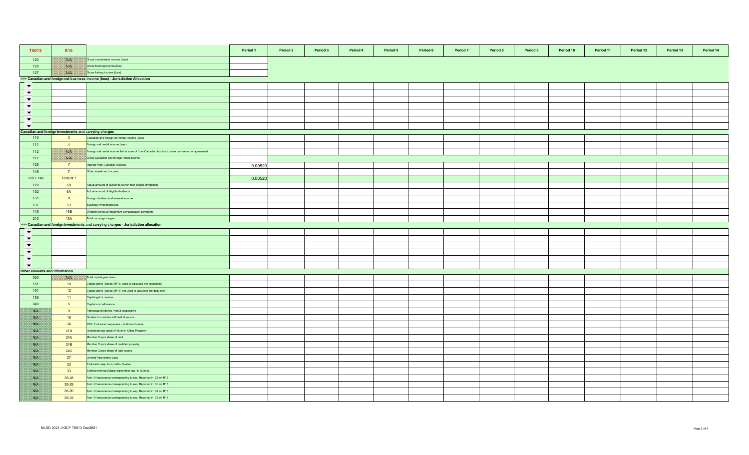| T5013 | R15 | | Period 1 | Period 2 | Period 3 | Period 4 | Period 5 | Period 6 | Period 7 | Period 8 | Period 9 | Period 10 | Period 11 | Period 12 | Period 13 | Period 14 |
|---|---|---|---|---|---|---|---|---|---|---|---|---|---|---|---|---|
| 123 | N/A | Gross commission income (loss) | | | | | | | | | | | | | | |
| 125 | N/A | Gross farming income (loss) | | | | | | | | | | | | | | |
| 127 | N/A | Gross fishing income (loss) | | | | | | | | | | | | | | |
| >>> Canadian and foreign net business income (loss) - Jurisdiction Allocation | | | | | | | | | | | | | | | | |
| | | | | | | | | | | | | | | | | |
| | | | | | | | | | | | | | | | | |
| | | | | | | | | | | | | | | | | |
| | | | | | | | | | | | | | | | | |
| | | | | | | | | | | | | | | | | |
| | | | | | | | | | | | | | | | | |
| | | | | | | | | | | | | | | | | |
| Canadian and foreign investments and carrying charges | | | | | | | | | | | | | | | | |
| 110 | 3 | Canadian and foreign net rental income (loss) | | | | | | | | | | | | | | |
| 111 | 4 | Foreign net rental income (loss) | | | | | | | | | | | | | | |
| 112 | N/A | Foreign net rental income that is exempt from Canadian tax due to a tax convention or agreement | | | | | | | | | | | | | | |
| 117 | N/A | Gross Canadian and foreign rental income | | | | | | | | | | | | | | |
| 128 | 7 | Interest from Canadian sources | 0.00520 | | | | | | | | | | | | | |
| 146 | 7 | Other investment income | | | | | | | | | | | | | | |
| 128 + 146 | Total of 7 | | 0.00520 | | | | | | | | | | | | | |
| 129 | 6B | Actual amount of dividends (other than eligible dividends) | | | | | | | | | | | | | | |
| 132 | 6A | Actual amount of eligible dividends | | | | | | | | | | | | | | |
| 135 | 8 | Foreign dividend and interest income | | | | | | | | | | | | | | |
| 137 | 13 | Business investment loss | | | | | | | | | | | | | | |
| 145 | 15B | Dividend rental arrangement compensation payments | | | | | | | | | | | | | | |
| 210 | 15A | Total carrying charges | | | | | | | | | | | | | | |
| >>> Canadian and foreign investments and carrying charges - Jurisdiction allocation | | | | | | | | | | | | | | | | |
| | | | | | | | | | | | | | | | | |
| | | | | | | | | | | | | | | | | |
| | | | | | | | | | | | | | | | | |
| | | | | | | | | | | | | | | | | |
| | | | | | | | | | | | | | | | | |
| | | | | | | | | | | | | | | | | |
| Other amounts and information | | | | | | | | | | | | | | | | |
| 030 | N/A | Total capital gain (loss) | | | | | | | | | | | | | | |
| 151 | 10 | Capital gains (losses) [R15: used to calculate the deduction] | | | | | | | | | | | | | | |
| 151 | 12 | Capital gains (losses) [R15: not used to calculate the deduction] | | | | | | | | | | | | | | |
| 159 | 11 | Capital gains reserve | | | | | | | | | | | | | | |
| 040 | 5 | Capital cost allowance | | | | | | | | | | | | | | |
| N/A | 9 | Patronage dividends from a cooperative | | | | | | | | | | | | | | |
| N/A | 16 | Quebec income tax withheld at source | | | | | | | | | | | | | | |
| N/A | 34 | R15: Exploration expenses - Northern Quebec | | | | | | | | | | | | | | |
| N/A | 21B | Investment tax credit (R15 only: Other Property) | | | | | | | | | | | | | | |
| N/A | 24A | Member Corp's share of debt | | | | | | | | | | | | | | |
| N/A | 24B | Member Corp's share of qualified property | | | | | | | | | | | | | | |
| N/A | 24C | Member Corp's share of total assets | | | | | | | | | | | | | | |
| N/A | 27 | Limited Partnership Loss | | | | | | | | | | | | | | |
| N/A | 32 | Exploration exp. Incurred in Quebec | | | | | | | | | | | | | | |
| N/A | 33 | Surface mining/oil&gas exploration exp. in Quebec | | | | | | | | | | | | | | |
| N/A | 35-28 | Amt. Of assistance corresponding to exp. Reported in 28 on R15 | | | | | | | | | | | | | | |
| N/A | 35-29 | Amt. Of assistance corresponding to exp. Reported in 30 on R15 | | | | | | | | | | | | | | |
| N/A | 35-30 | Amt. Of assistance corresponding to exp. Reported in 32 on R15 | | | | | | | | | | | | | | |
| N/A | 35-32 | Amt. Of assistance corresponding to exp. Reported in 33 on R15 | | | | | | | | | | | | | | |

MLSD 2021-II QCF T5013 Dec2021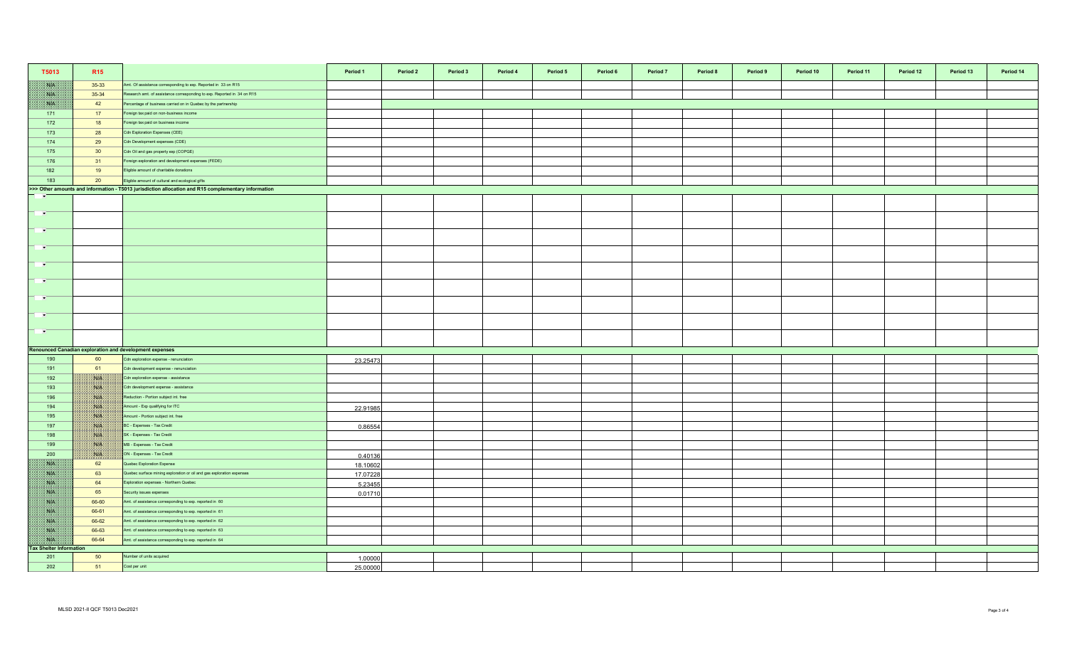| T5013 | R15 | | Period 1 | Period 2 | Period 3 | Period 4 | Period 5 | Period 6 | Period 7 | Period 8 | Period 9 | Period 10 | Period 11 | Period 12 | Period 13 | Period 14 |
|---|---|---|---|---|---|---|---|---|---|---|---|---|---|---|---|---|
| N/A | 35-33 | Amt. Of assistance corresponding to exp. Reported in 33 on R15 | | | | | | | | | | | | | | |
| N/A | 35-34 | Research amt. of assistance corresponding to exp. Reported in 34 on R15 | | | | | | | | | | | | | | |
| N/A | 42 | Percentage of business carried on in Quebec by the partnership | | | | | | | | | | | | | | |
| 171 | 17 | Foreign tax paid on non-business income | | | | | | | | | | | | | | |
| 172 | 18 | Foreign tax paid on business income | | | | | | | | | | | | | | |
| 173 | 28 | Cdn Exploration Expenses (CEE) | | | | | | | | | | | | | | |
| 174 | 29 | Cdn Development expenses (CDE) | | | | | | | | | | | | | | |
| 175 | 30 | Cdn Oil and gas property exp (COPGE) | | | | | | | | | | | | | | |
| 176 | 31 | Foreign exploration and development expenses (FEDE) | | | | | | | | | | | | | | |
| 182 | 19 | Eligible amount of charitable donations | | | | | | | | | | | | | | |
| 183 | 20 | Eligible amount of cultural and ecological gifts | | | | | | | | | | | | | | |
| >>> Other amounts and information - T5013 jurisdiction allocation and R15 complementary information | | | | | | | | | | | | | | | | |
| | | | | | | | | | | | | | | | | |
| | | | | | | | | | | | | | | | | |
| | | | | | | | | | | | | | | | | |
| | | | | | | | | | | | | | | | | |
| | | | | | | | | | | | | | | | | |
| | | | | | | | | | | | | | | | | |
| | | | | | | | | | | | | | | | | |
| | | | | | | | | | | | | | | | | |
| | | | | | | | | | | | | | | | | |
| Renounced Canadian exploration and development expenses | | | | | | | | | | | | | | | | |
| 190 | 60 | Cdn exploration expense - renunciation | 23.25473 | | | | | | | | | | | | | |
| 191 | 61 | Cdn development expense - renunciation | | | | | | | | | | | | | | |
| 192 | N/A | Cdn exploration expense - assistance | | | | | | | | | | | | | | |
| 193 | N/A | Cdn development expense - assistance | | | | | | | | | | | | | | |
| 196 | N/A | Reduction - Portion subject int. free | | | | | | | | | | | | | | |
| 194 | N/A | Amount - Exp qualifying for ITC | 22.91985 | | | | | | | | | | | | | |
| 195 | N/A | Amount - Portion subject int. free | | | | | | | | | | | | | | |
| 197 | N/A | BC - Expenses - Tax Credit | 0.86554 | | | | | | | | | | | | | |
| 198 | N/A | SK - Expenses - Tax Credit | | | | | | | | | | | | | | |
| 199 | N/A | MB - Expenses - Tax Credit | | | | | | | | | | | | | | |
| 200 | N/A | ON - Expenses - Tax Credit | 0.40136 | | | | | | | | | | | | | |
| N/A | 62 | Quebec Exploration Expense | 18.10602 | | | | | | | | | | | | | |
| N/A | 63 | Quebec surface mining exploration or oil and gas exploration expenses | 17.07228 | | | | | | | | | | | | | |
| N/A | 64 | Exploration expenses - Northern Quebec | 5.23455 | | | | | | | | | | | | | |
| N/A | 65 | Security issues expenses | 0.01710 | | | | | | | | | | | | | |
| N/A | 66-60 | Amt. of assistance corresponding to exp. reported in 60 | | | | | | | | | | | | | | |
| N/A | 66-61 | Amt. of assistance corresponding to exp. reported in 61 | | | | | | | | | | | | | | |
| N/A | 66-62 | Amt. of assistance corresponding to exp. reported in 62 | | | | | | | | | | | | | | |
| N/A | 66-63 | Amt. of assistance corresponding to exp. reported in 63 | | | | | | | | | | | | | | |
| N/A | 66-64 | Amt. of assistance corresponding to exp. reported in 64 | | | | | | | | | | | | | | |
| Tax Shelter Information | | | | | | | | | | | | | | | | |
| 201 | 50 | Number of units acquired | 1.00000 | | | | | | | | | | | | | |
| 202 | 51 | Cost per unit | 25.00000 | | | | | | | | | | | | | |

MLSD 2021-II QCF T5013 Dec2021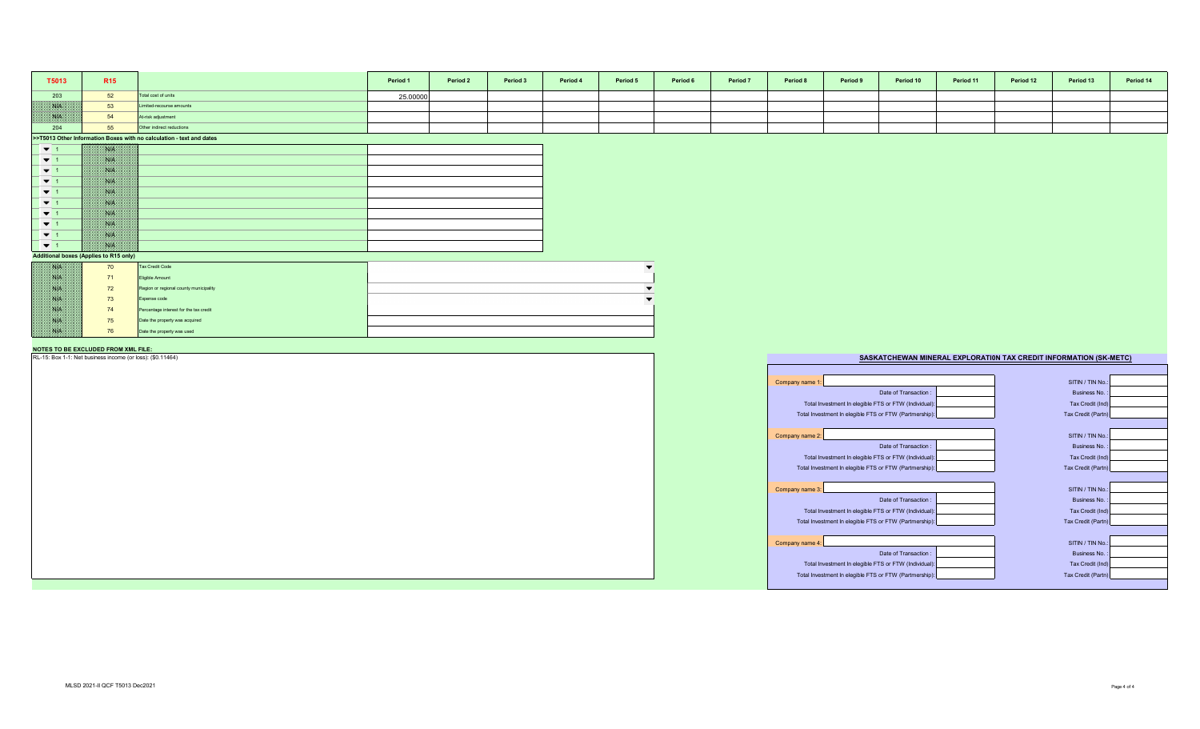| T5013 | R15 | | Period 1 | Period 2 | Period 3 | Period 4 | Period 5 | Period 6 | Period 7 | Period 8 | Period 9 | Period 10 | Period 11 | Period 12 | Period 13 | Period 14 |
|---|---|---|---|---|---|---|---|---|---|---|---|---|---|---|---|---|
| 203 | 52 | Total cost of units | 25.00000 | | | | | | | | | | | | | |
| N/A | 53 | Limited-recourse amounts | | | | | | | | | | | | | | |
| N/A | 54 | At-risk adjustment | | | | | | | | | | | | | | |
| 204 | 55 | Other indirect reductions | | | | | | | | | | | | | | |

**>>T5013 Other Information Boxes with no calculation - text and dates**

| | | | |
|---|---|---|---|
| 1 | N/A | | |
| 1 | N/A | | |
| 1 | N/A | | |
| 1 | N/A | | |
| 1 | N/A | | |
| 1 | N/A | | |
| 1 | N/A | | |
| 1 | N/A | | |
| 1 | N/A | | |
| 1 | N/A | | |

**Additional boxes (Applies to R15 only)**

| | | | |
|---|---|---|---|
| N/A | 70 | Tax Credit Code | |
| N/A | 71 | Eligible Amount | |
| N/A | 72 | Region or regional county municipality | |
| N/A | 73 | Expense code | |
| N/A | 74 | Percentage interest for the tax credit | |
| N/A | 75 | Date the property was acquired | |
| N/A | 76 | Date the property was used | |

**NOTES TO BE EXCLUDED FROM XML FILE:**

RL-15: Box 1-1: Net business income (or loss): ($0.11464)

**SASKATCHEWAN MINERAL EXPLORATION TAX CREDIT INFORMATION (SK-METC)**

| | | | |
|---|---|---|---|
| Company name 1: | | SITIN / TIN No.: | |
| Date of Transaction : | | Business No. : | |
| Total Investment In elegible FTS or FTW (Individual): | | Tax Credit (Ind) | |
| Total Investment In elegible FTS or FTW (Partnership): | | Tax Credit (Partn) | |
| Company name 2: | | SITIN / TIN No.: | |
| Date of Transaction : | | Business No. : | |
| Total Investment In elegible FTS or FTW (Individual): | | Tax Credit (Ind) | |
| Total Investment In elegible FTS or FTW (Partnership): | | Tax Credit (Partn) | |
| Company name 3: | | SITIN / TIN No.: | |
| Date of Transaction : | | Business No. : | |
| Total Investment In elegible FTS or FTW (Individual): | | Tax Credit (Ind) | |
| Total Investment In elegible FTS or FTW (Partnership): | | Tax Credit (Partn) | |
| Company name 4: | | SITIN / TIN No.: | |
| Date of Transaction : | | Business No. : | |
| Total Investment In elegible FTS or FTW (Individual): | | Tax Credit (Ind) | |
| Total Investment In elegible FTS or FTW (Partnership): | | Tax Credit (Partn) | |

MLSD 2021-II QCF T5013 Dec2021